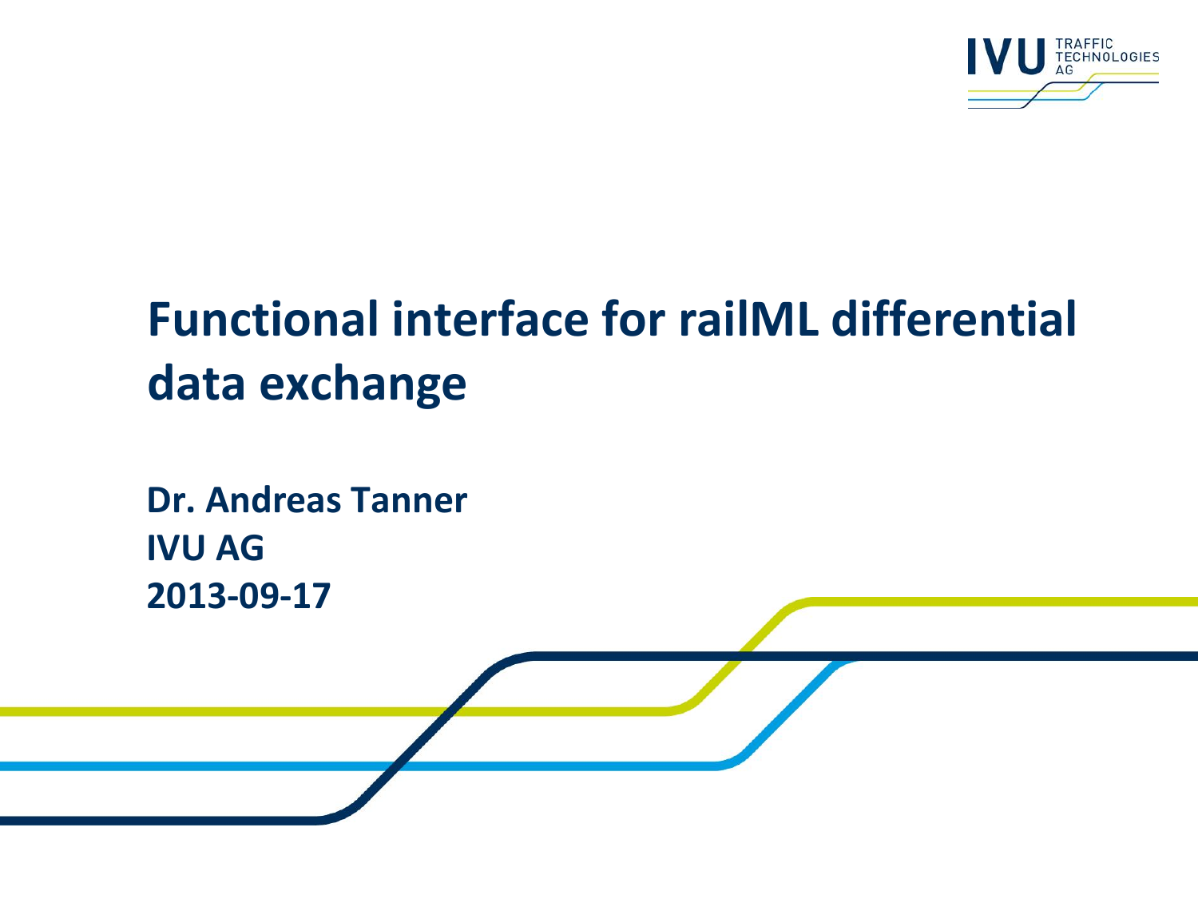# Functional interface for railML differential data exchange

**Dr. Andreas Tanner**
**IVU AG**
**2013-09-17**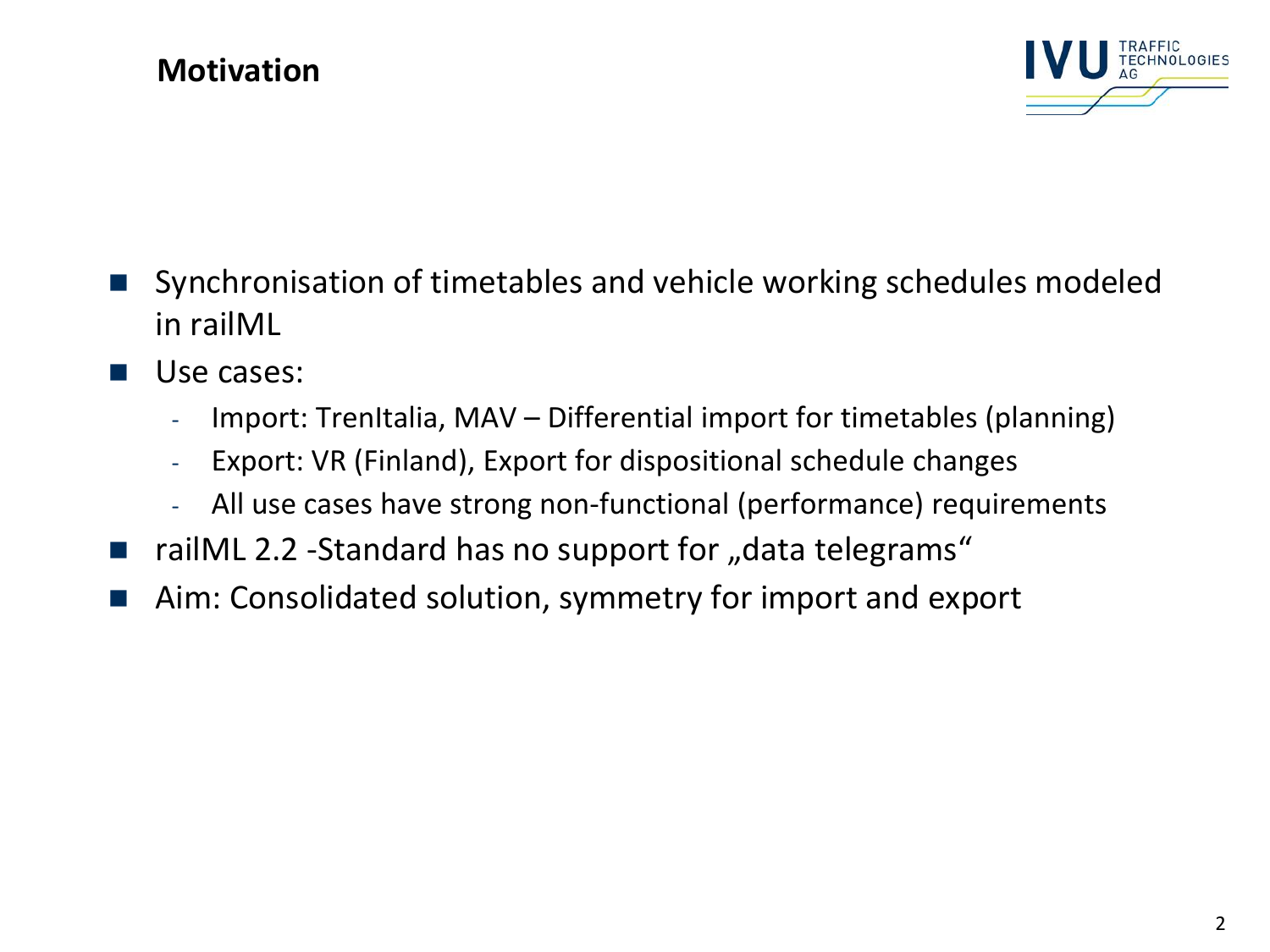# Motivation

- Synchronisation of timetables and vehicle working schedules modeled in railML
- Use cases:
  - Import: TrenItalia, MAV – Differential import for timetables (planning)
  - Export: VR (Finland), Export for dispositional schedule changes
  - All use cases have strong non-functional (performance) requirements
- railML 2.2 -Standard has no support for „data telegrams"
- Aim: Consolidated solution, symmetry for import and export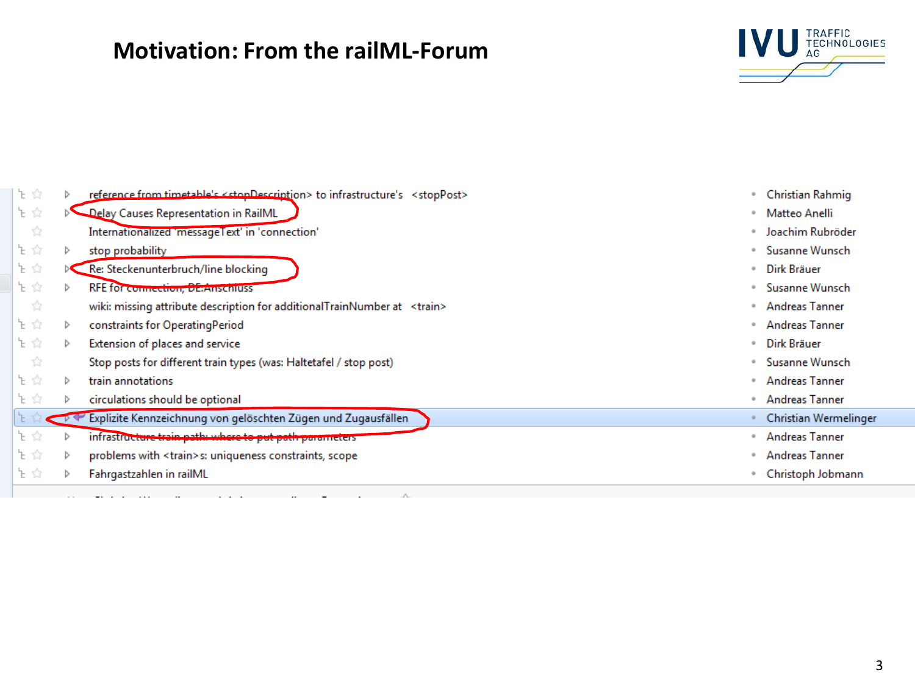# Motivation: From the railML-Forum

| Subject | Author |
|---|---|
| reference from timetable's <stopDescription> to infrastructure's <stopPost> | Christian Rahmig |
| Delay Causes Representation in RailML | Matteo Anelli |
| Internationalized 'messageText' in 'connection' | Joachim Rubröder |
| stop probability | Susanne Wunsch |
| Re: Steckenunterbruch/line blocking | Dirk Bräuer |
| RFE for connection, DE:Anschluss | Susanne Wunsch |
| wiki: missing attribute description for additionalTrainNumber at <train> | Andreas Tanner |
| constraints for OperatingPeriod | Andreas Tanner |
| Extension of places and service | Dirk Bräuer |
| Stop posts for different train types (was: Haltetafel / stop post) | Susanne Wunsch |
| train annotations | Andreas Tanner |
| circulations should be optional | Andreas Tanner |
| Explizite Kennzeichnung von gelöschten Zügen und Zugausfällen | Christian Wermelinger |
| infrastructure train path: where to put path parameters | Andreas Tanner |
| problems with <train>s: uniqueness constraints, scope | Andreas Tanner |
| Fahrgastzahlen in railML | Christoph Jobmann |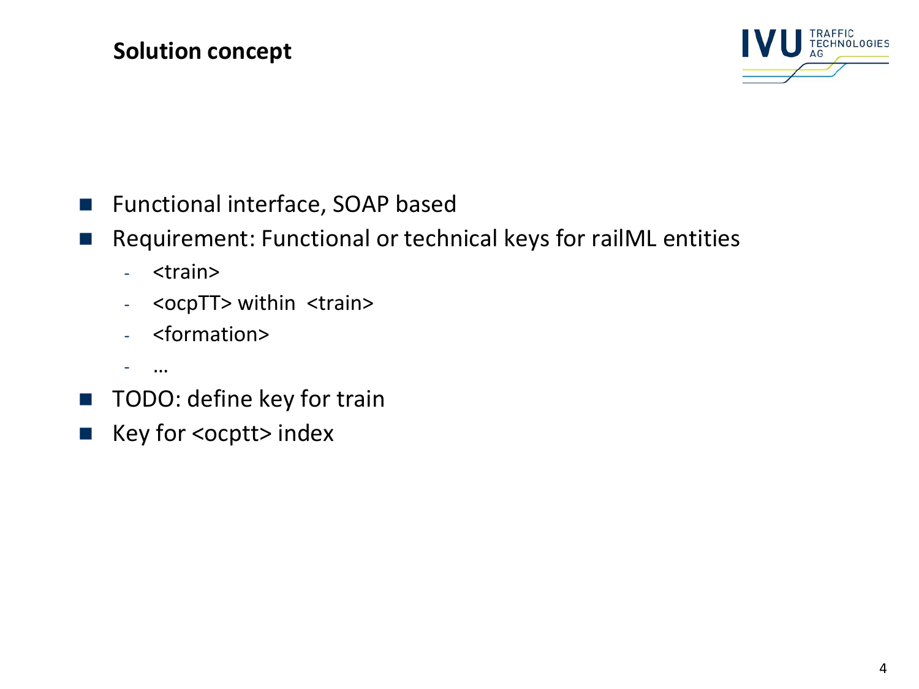# Solution concept

- Functional interface, SOAP based
- Requirement: Functional or technical keys for railML entities
  - <train>
  - <ocpTT> within <train>
  - <formation>
  - …
- TODO: define key for train
- Key for <ocptt> index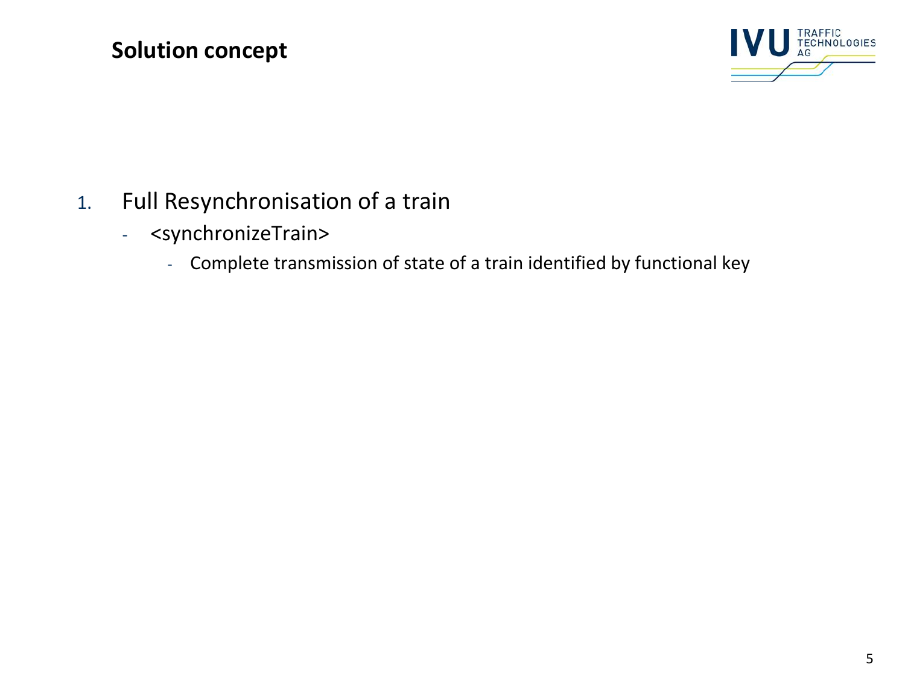## Solution concept

1. Full Resynchronisation of a train
   - <synchronizeTrain>
     - Complete transmission of state of a train identified by functional key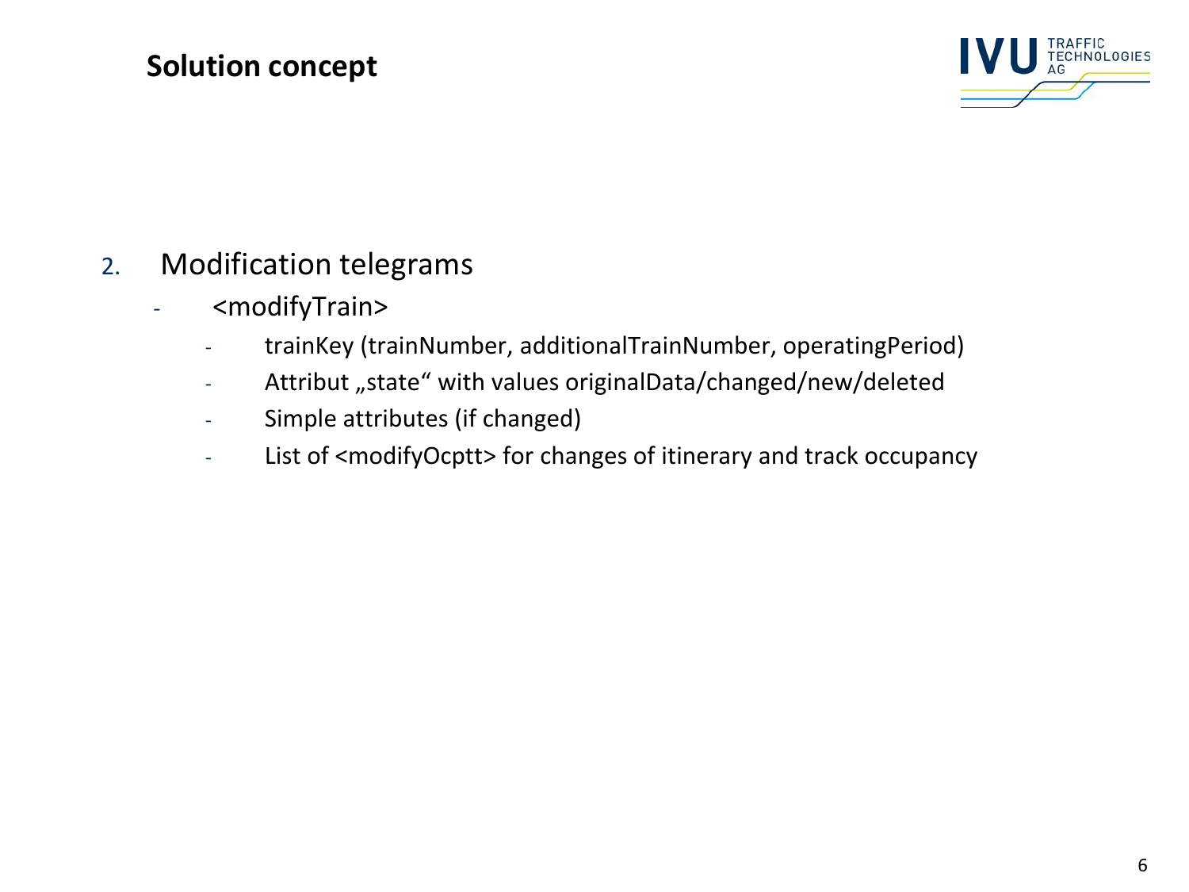# Solution concept

2. Modification telegrams
   - <modifyTrain>
     - trainKey (trainNumber, additionalTrainNumber, operatingPeriod)
     - Attribut „state“ with values originalData/changed/new/deleted
     - Simple attributes (if changed)
     - List of <modifyOcptt> for changes of itinerary and track occupancy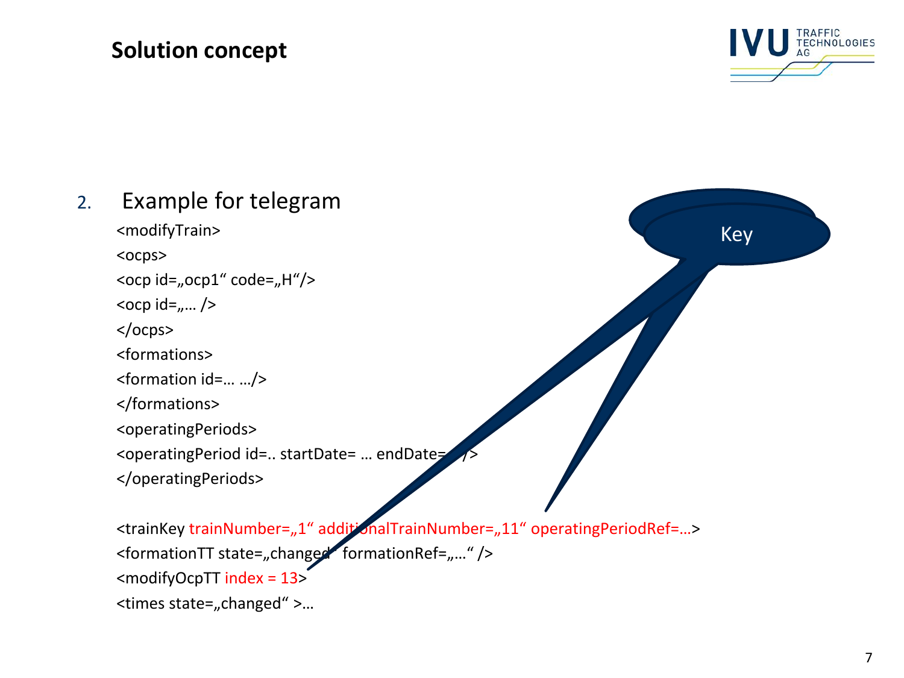## Solution concept

2. Example for telegram

```
<modifyTrain>
<ocps>
<ocp id=„ocp1“ code=„H“/>
<ocp id=„… />
</ocps>
<formations>
<formation id=… …/>
</formations>
<operatingPeriods>
<operatingPeriod id=.. startDate= … endDate= …/>
</operatingPeriods>

<trainKey trainNumber=„1“ additionalTrainNumber=„11“ operatingPeriodRef=…>
<formationTT state=„changed“ formationRef=„…“ />
<modifyOcpTT index = 13>
<times state=„changed“ >…
```

Key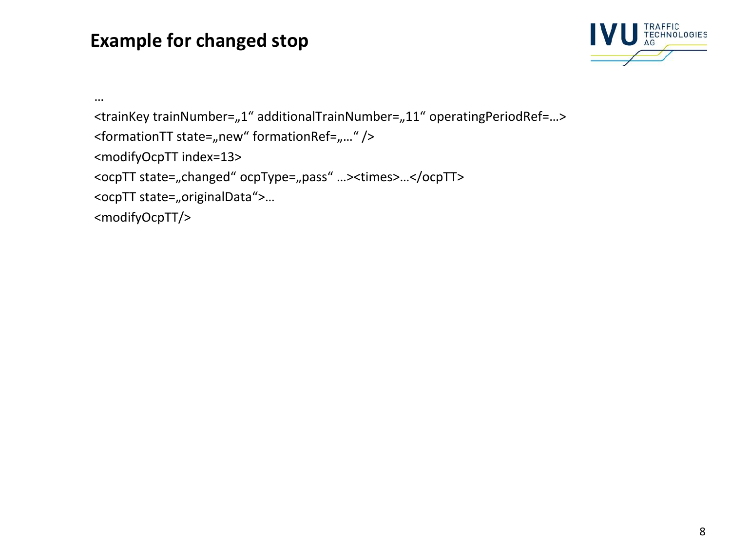# Example for changed stop

```
…
<trainKey trainNumber=„1“ additionalTrainNumber=„11“ operatingPeriodRef=…>
<formationTT state=„new“ formationRef=„…“ />
<modifyOcpTT index=13>
<ocpTT state=„changed“ ocpType=„pass“ …><times>…</ocpTT>
<ocpTT state=„originalData“>…
<modifyOcpTT/>
```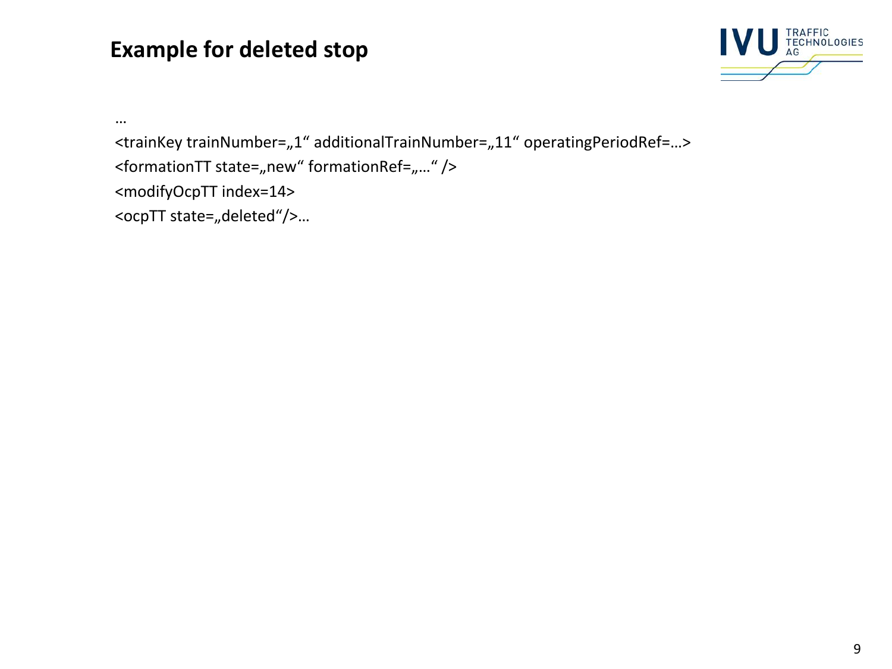# Example for deleted stop

…

<trainKey trainNumber=„1“ additionalTrainNumber=„11“ operatingPeriodRef=…>

<formationTT state=„new“ formationRef=„…“ />

<modifyOcpTT index=14>

<ocpTT state=„deleted“/>…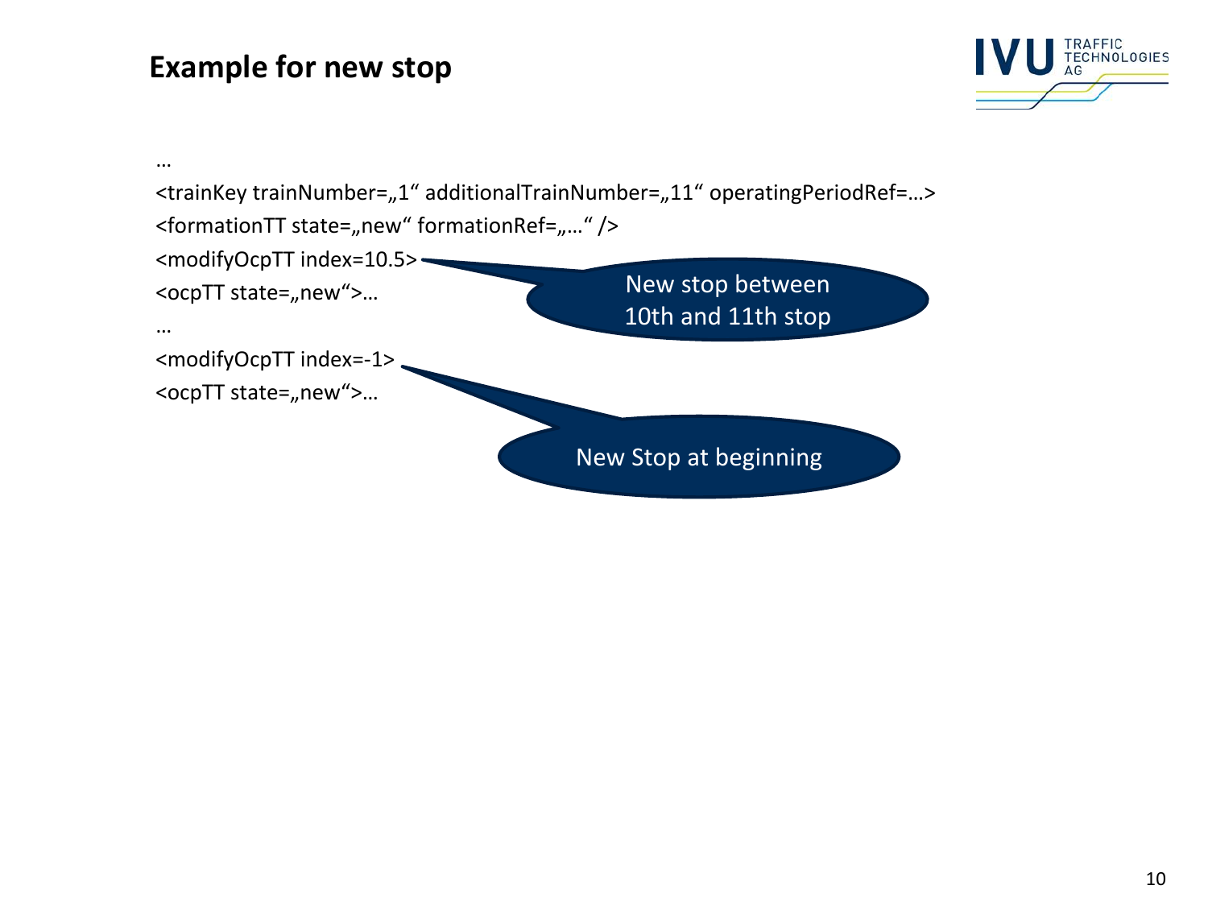# Example for new stop

```
…
<trainKey trainNumber=„1“ additionalTrainNumber=„11“ operatingPeriodRef=…>
<formationTT state=„new“ formationRef=„…“ />
<modifyOcpTT index=10.5>
<ocpTT state=„new“>…
…
<modifyOcpTT index=-1>
<ocpTT state=„new“>…
```

New stop between 10th and 11th stop

New Stop at beginning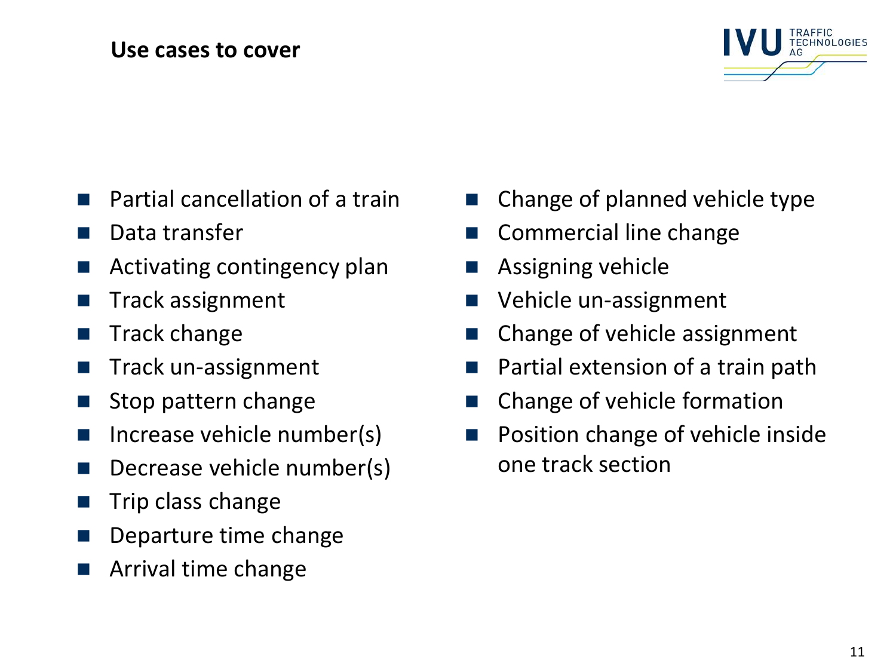## Use cases to cover

- Partial cancellation of a train
- Data transfer
- Activating contingency plan
- Track assignment
- Track change
- Track un-assignment
- Stop pattern change
- Increase vehicle number(s)
- Decrease vehicle number(s)
- Trip class change
- Departure time change
- Arrival time change
- Change of planned vehicle type
- Commercial line change
- Assigning vehicle
- Vehicle un-assignment
- Change of vehicle assignment
- Partial extension of a train path
- Change of vehicle formation
- Position change of vehicle inside one track section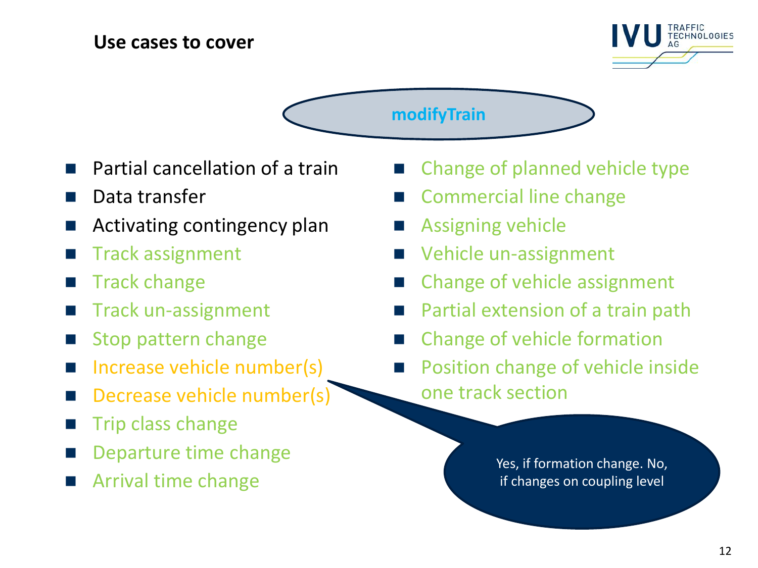# Use cases to cover

**modifyTrain**

- Partial cancellation of a train
- Data transfer
- Activating contingency plan
- Track assignment
- Track change
- Track un-assignment
- Stop pattern change
- Increase vehicle number(s)
- Decrease vehicle number(s)
- Trip class change
- Departure time change
- Arrival time change
- Change of planned vehicle type
- Commercial line change
- Assigning vehicle
- Vehicle un-assignment
- Change of vehicle assignment
- Partial extension of a train path
- Change of vehicle formation
- Position change of vehicle inside one track section

Yes, if formation change. No, if changes on coupling level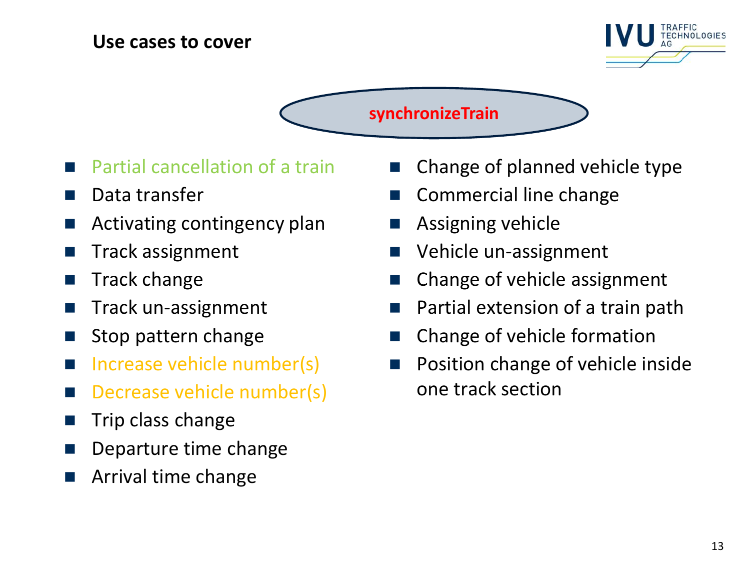# Use cases to cover

**synchronizeTrain**

- Partial cancellation of a train
- Data transfer
- Activating contingency plan
- Track assignment
- Track change
- Track un-assignment
- Stop pattern change
- Increase vehicle number(s)
- Decrease vehicle number(s)
- Trip class change
- Departure time change
- Arrival time change
- Change of planned vehicle type
- Commercial line change
- Assigning vehicle
- Vehicle un-assignment
- Change of vehicle assignment
- Partial extension of a train path
- Change of vehicle formation
- Position change of vehicle inside one track section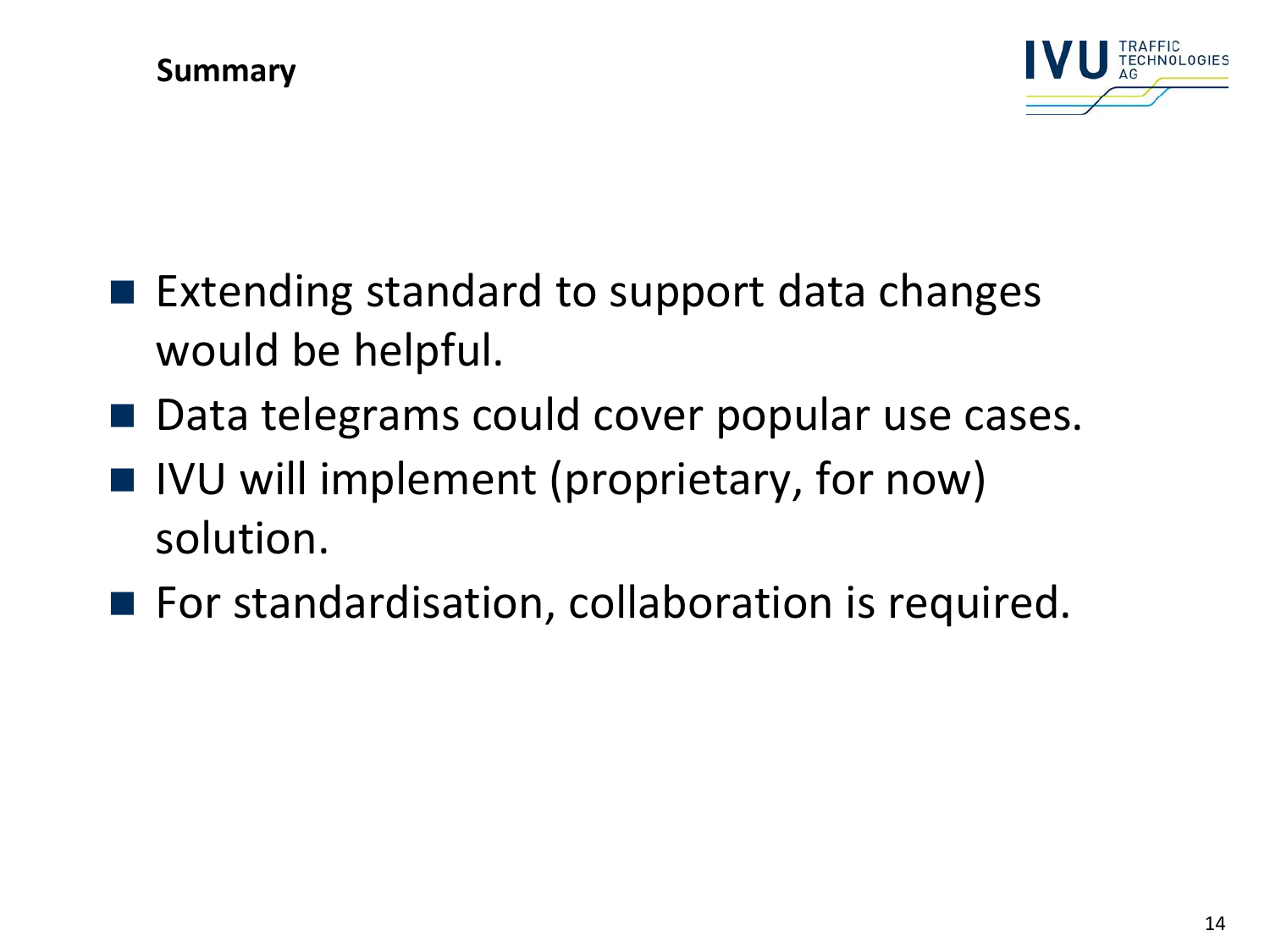# Summary

- Extending standard to support data changes would be helpful.
- Data telegrams could cover popular use cases.
- IVU will implement (proprietary, for now) solution.
- For standardisation, collaboration is required.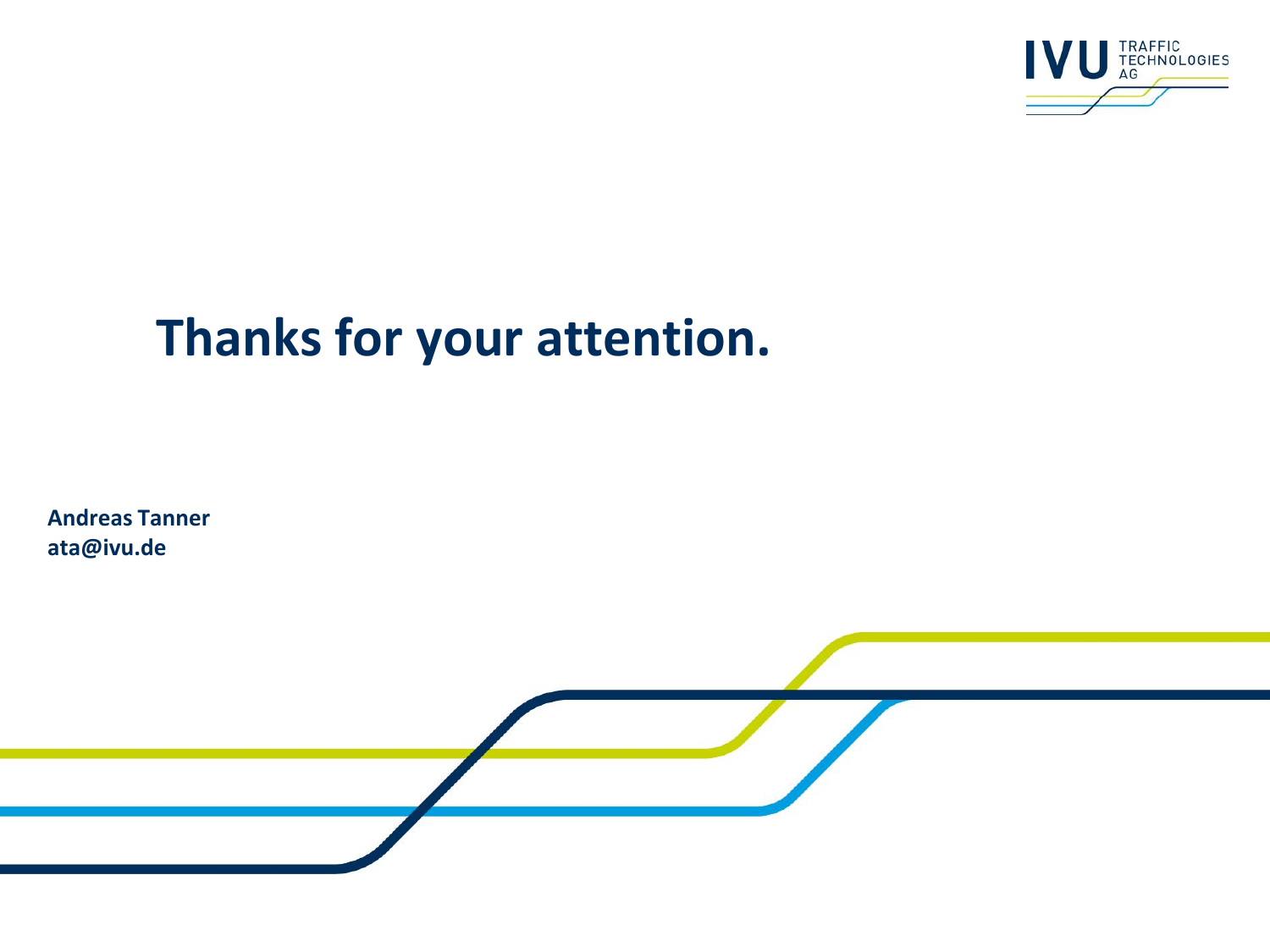# Thanks for your attention.

**Andreas Tanner**
**ata@ivu.de**